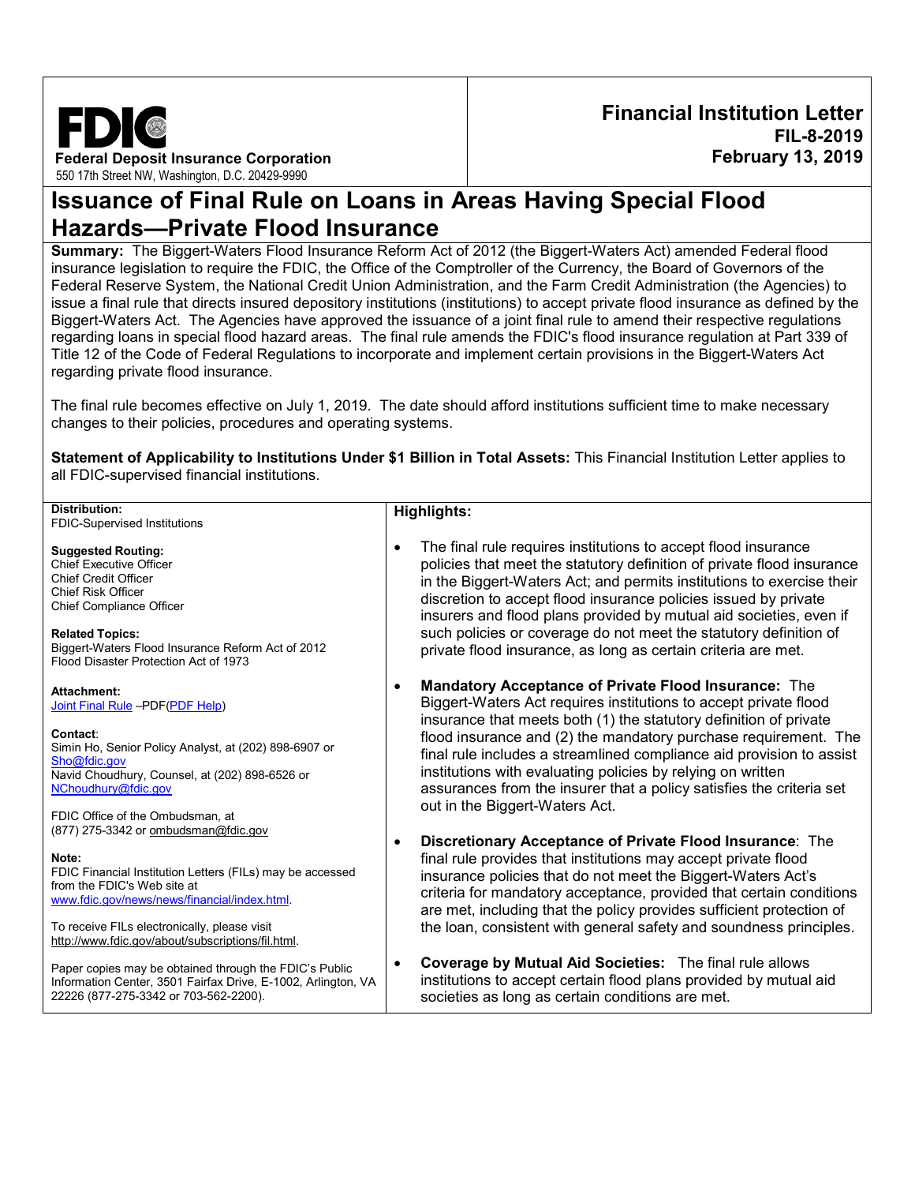**FDIC**
**Federal Deposit Insurance Corporation**
550 17th Street NW, Washington, D.C. 20429-9990

**Financial Institution Letter**
**FIL-8-2019**
**February 13, 2019**

# Issuance of Final Rule on Loans in Areas Having Special Flood Hazards—Private Flood Insurance

**Summary:** The Biggert-Waters Flood Insurance Reform Act of 2012 (the Biggert-Waters Act) amended Federal flood insurance legislation to require the FDIC, the Office of the Comptroller of the Currency, the Board of Governors of the Federal Reserve System, the National Credit Union Administration, and the Farm Credit Administration (the Agencies) to issue a final rule that directs insured depository institutions (institutions) to accept private flood insurance as defined by the Biggert-Waters Act. The Agencies have approved the issuance of a joint final rule to amend their respective regulations regarding loans in special flood hazard areas. The final rule amends the FDIC's flood insurance regulation at Part 339 of Title 12 of the Code of Federal Regulations to incorporate and implement certain provisions in the Biggert-Waters Act regarding private flood insurance.

The final rule becomes effective on July 1, 2019. The date should afford institutions sufficient time to make necessary changes to their policies, procedures and operating systems.

**Statement of Applicability to Institutions Under $1 Billion in Total Assets:** This Financial Institution Letter applies to all FDIC-supervised financial institutions.

**Distribution:**
FDIC-Supervised Institutions

**Suggested Routing:**
Chief Executive Officer
Chief Credit Officer
Chief Risk Officer
Chief Compliance Officer

**Related Topics:**
Biggert-Waters Flood Insurance Reform Act of 2012
Flood Disaster Protection Act of 1973

**Attachment:**
Joint Final Rule –PDF(PDF Help)

**Contact**:
Simin Ho, Senior Policy Analyst, at (202) 898-6907 or Sho@fdic.gov
Navid Choudhury, Counsel, at (202) 898-6526 or NChoudhury@fdic.gov

FDIC Office of the Ombudsman, at (877) 275-3342 or ombudsman@fdic.gov

**Note:**
FDIC Financial Institution Letters (FILs) may be accessed from the FDIC's Web site at www.fdic.gov/news/news/financial/index.html.

To receive FILs electronically, please visit http://www.fdic.gov/about/subscriptions/fil.html.

Paper copies may be obtained through the FDIC's Public Information Center, 3501 Fairfax Drive, E-1002, Arlington, VA 22226 (877-275-3342 or 703-562-2200).

**Highlights:**

- The final rule requires institutions to accept flood insurance policies that meet the statutory definition of private flood insurance in the Biggert-Waters Act; and permits institutions to exercise their discretion to accept flood insurance policies issued by private insurers and flood plans provided by mutual aid societies, even if such policies or coverage do not meet the statutory definition of private flood insurance, as long as certain criteria are met.

- **Mandatory Acceptance of Private Flood Insurance:** The Biggert-Waters Act requires institutions to accept private flood insurance that meets both (1) the statutory definition of private flood insurance and (2) the mandatory purchase requirement. The final rule includes a streamlined compliance aid provision to assist institutions with evaluating policies by relying on written assurances from the insurer that a policy satisfies the criteria set out in the Biggert-Waters Act.

- **Discretionary Acceptance of Private Flood Insurance**: The final rule provides that institutions may accept private flood insurance policies that do not meet the Biggert-Waters Act's criteria for mandatory acceptance, provided that certain conditions are met, including that the policy provides sufficient protection of the loan, consistent with general safety and soundness principles.

- **Coverage by Mutual Aid Societies:** The final rule allows institutions to accept certain flood plans provided by mutual aid societies as long as certain conditions are met.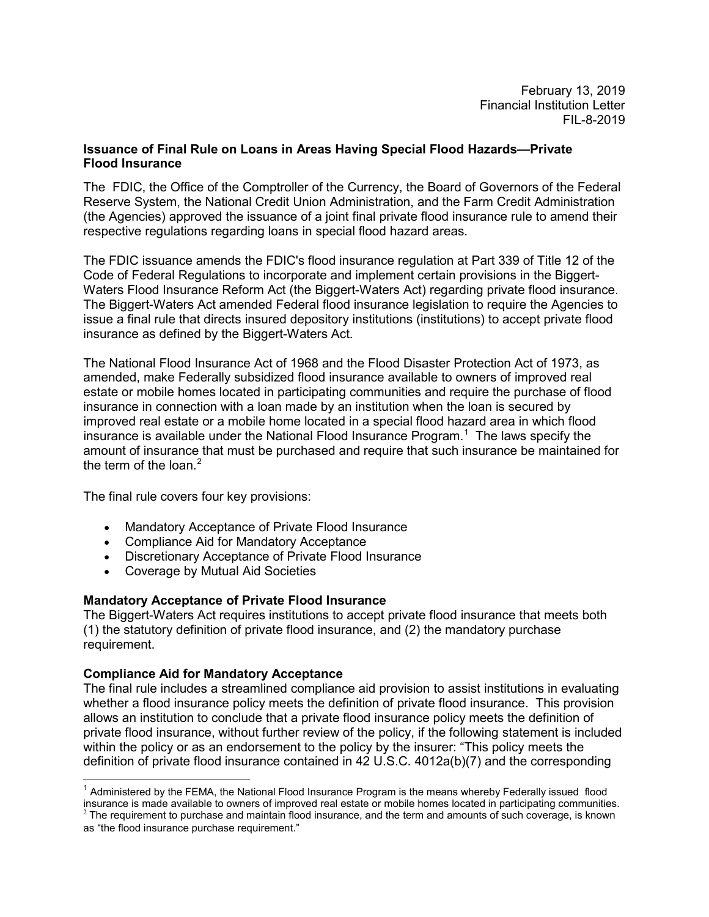February 13, 2019
Financial Institution Letter
FIL-8-2019

**Issuance of Final Rule on Loans in Areas Having Special Flood Hazards—Private Flood Insurance**

The FDIC, the Office of the Comptroller of the Currency, the Board of Governors of the Federal Reserve System, the National Credit Union Administration, and the Farm Credit Administration (the Agencies) approved the issuance of a joint final private flood insurance rule to amend their respective regulations regarding loans in special flood hazard areas.

The FDIC issuance amends the FDIC's flood insurance regulation at Part 339 of Title 12 of the Code of Federal Regulations to incorporate and implement certain provisions in the Biggert-Waters Flood Insurance Reform Act (the Biggert-Waters Act) regarding private flood insurance. The Biggert-Waters Act amended Federal flood insurance legislation to require the Agencies to issue a final rule that directs insured depository institutions (institutions) to accept private flood insurance as defined by the Biggert-Waters Act.

The National Flood Insurance Act of 1968 and the Flood Disaster Protection Act of 1973, as amended, make Federally subsidized flood insurance available to owners of improved real estate or mobile homes located in participating communities and require the purchase of flood insurance in connection with a loan made by an institution when the loan is secured by improved real estate or a mobile home located in a special flood hazard area in which flood insurance is available under the National Flood Insurance Program.[1] The laws specify the amount of insurance that must be purchased and require that such insurance be maintained for the term of the loan.[2]

The final rule covers four key provisions:

- Mandatory Acceptance of Private Flood Insurance
- Compliance Aid for Mandatory Acceptance
- Discretionary Acceptance of Private Flood Insurance
- Coverage by Mutual Aid Societies

**Mandatory Acceptance of Private Flood Insurance**

The Biggert-Waters Act requires institutions to accept private flood insurance that meets both (1) the statutory definition of private flood insurance, and (2) the mandatory purchase requirement.

**Compliance Aid for Mandatory Acceptance**

The final rule includes a streamlined compliance aid provision to assist institutions in evaluating whether a flood insurance policy meets the definition of private flood insurance. This provision allows an institution to conclude that a private flood insurance policy meets the definition of private flood insurance, without further review of the policy, if the following statement is included within the policy or as an endorsement to the policy by the insurer: "This policy meets the definition of private flood insurance contained in 42 U.S.C. 4012a(b)(7) and the corresponding

[1] Administered by the FEMA, the National Flood Insurance Program is the means whereby Federally issued flood insurance is made available to owners of improved real estate or mobile homes located in participating communities.

[2] The requirement to purchase and maintain flood insurance, and the term and amounts of such coverage, is known as "the flood insurance purchase requirement."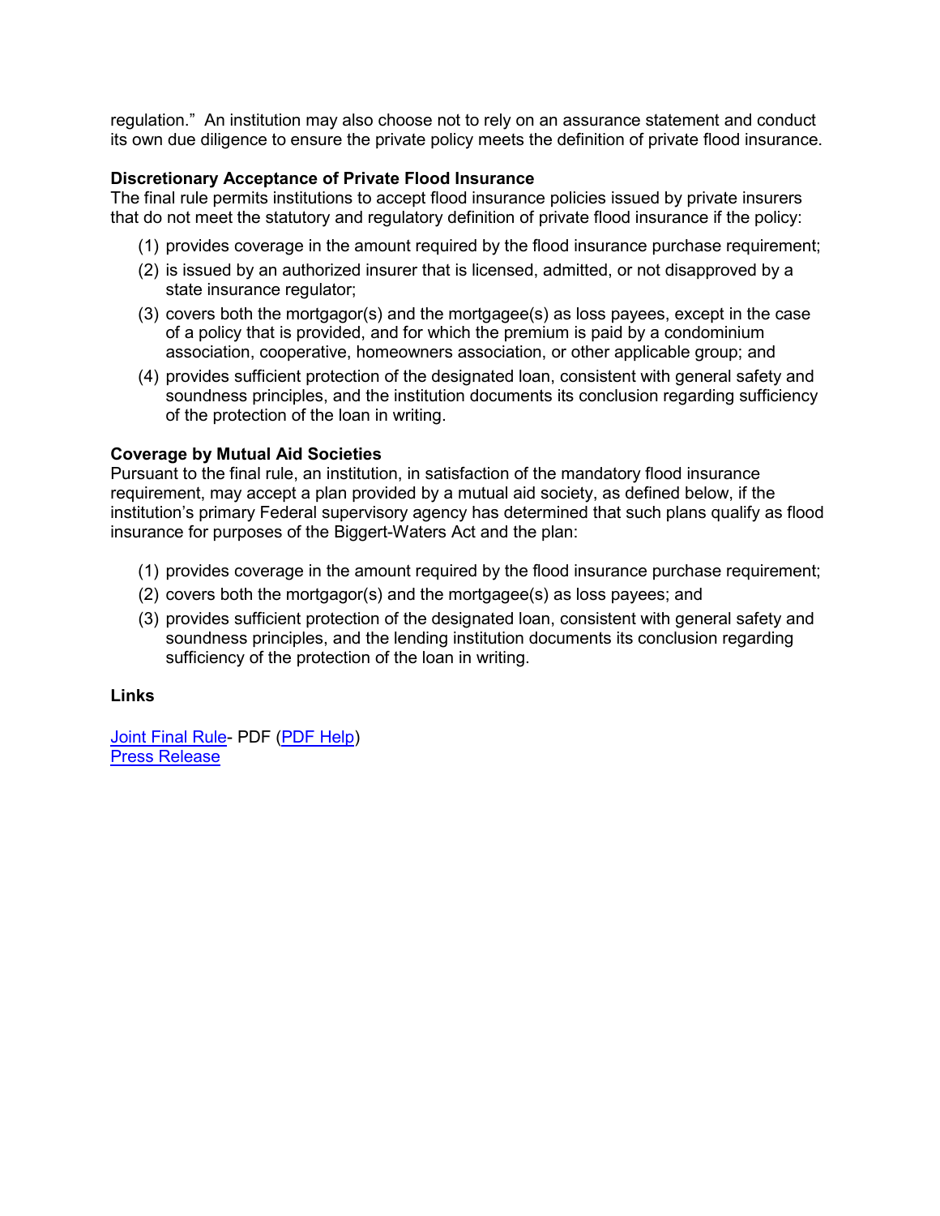regulation." An institution may also choose not to rely on an assurance statement and conduct its own due diligence to ensure the private policy meets the definition of private flood insurance.

**Discretionary Acceptance of Private Flood Insurance**

The final rule permits institutions to accept flood insurance policies issued by private insurers that do not meet the statutory and regulatory definition of private flood insurance if the policy:

(1) provides coverage in the amount required by the flood insurance purchase requirement;

(2) is issued by an authorized insurer that is licensed, admitted, or not disapproved by a state insurance regulator;

(3) covers both the mortgagor(s) and the mortgagee(s) as loss payees, except in the case of a policy that is provided, and for which the premium is paid by a condominium association, cooperative, homeowners association, or other applicable group; and

(4) provides sufficient protection of the designated loan, consistent with general safety and soundness principles, and the institution documents its conclusion regarding sufficiency of the protection of the loan in writing.

**Coverage by Mutual Aid Societies**

Pursuant to the final rule, an institution, in satisfaction of the mandatory flood insurance requirement, may accept a plan provided by a mutual aid society, as defined below, if the institution's primary Federal supervisory agency has determined that such plans qualify as flood insurance for purposes of the Biggert-Waters Act and the plan:

(1) provides coverage in the amount required by the flood insurance purchase requirement;

(2) covers both the mortgagor(s) and the mortgagee(s) as loss payees; and

(3) provides sufficient protection of the designated loan, consistent with general safety and soundness principles, and the lending institution documents its conclusion regarding sufficiency of the protection of the loan in writing.

**Links**

Joint Final Rule- PDF (PDF Help)
Press Release